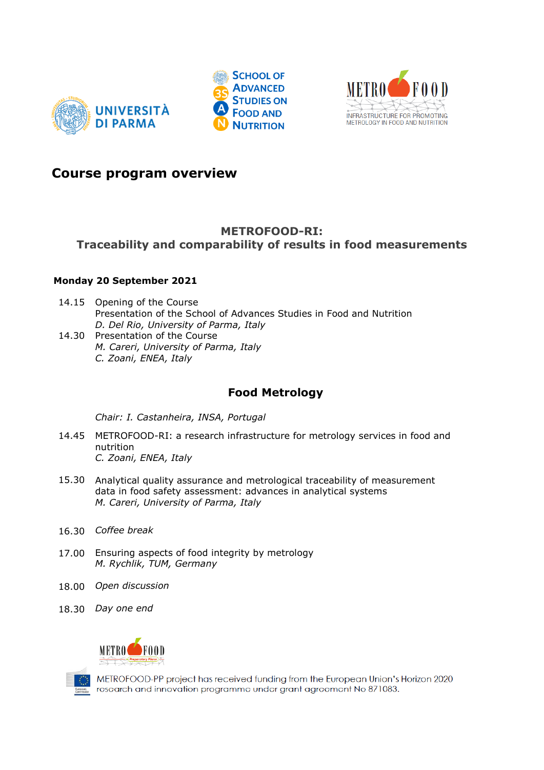# Course program overview

## METROFOOD-RI:
## Traceability and comparability of results in food measurements

**Monday 20 September 2021**

14.15 Opening of the Course
Presentation of the School of Advances Studies in Food and Nutrition
*D. Del Rio, University of Parma, Italy*

14.30 Presentation of the Course
*M. Careri, University of Parma, Italy*
*C. Zoani, ENEA, Italy*

### Food Metrology

*Chair: I. Castanheira, INSA, Portugal*

14.45 METROFOOD-RI: a research infrastructure for metrology services in food and nutrition
*C. Zoani, ENEA, Italy*

15.30 Analytical quality assurance and metrological traceability of measurement data in food safety assessment: advances in analytical systems
*M. Careri, University of Parma, Italy*

16.30 *Coffee break*

17.00 Ensuring aspects of food integrity by metrology
*M. Rychlik, TUM, Germany*

18.00 *Open discussion*

18.30 *Day one end*

METROFOOD-PP project has received funding from the European Union's Horizon 2020 research and innovation programme under grant agreement No 871083.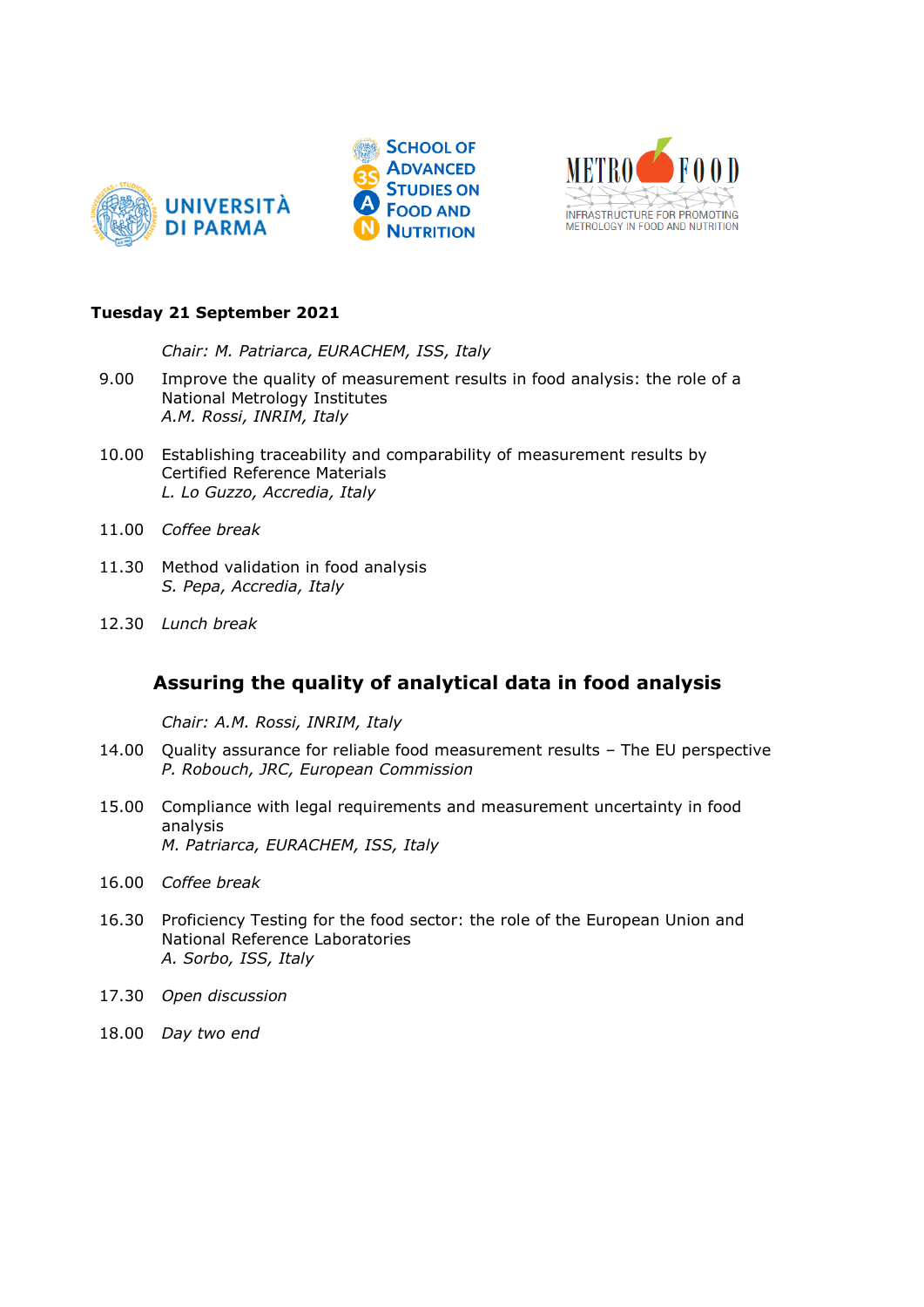**Tuesday 21 September 2021**

*Chair: M. Patriarca, EURACHEM, ISS, Italy*

9.00 Improve the quality of measurement results in food analysis: the role of a National Metrology Institutes
*A.M. Rossi, INRIM, Italy*

10.00 Establishing traceability and comparability of measurement results by Certified Reference Materials
*L. Lo Guzzo, Accredia, Italy*

11.00 *Coffee break*

11.30 Method validation in food analysis
*S. Pepa, Accredia, Italy*

12.30 *Lunch break*

## Assuring the quality of analytical data in food analysis

*Chair: A.M. Rossi, INRIM, Italy*

14.00 Quality assurance for reliable food measurement results – The EU perspective
*P. Robouch, JRC, European Commission*

15.00 Compliance with legal requirements and measurement uncertainty in food analysis
*M. Patriarca, EURACHEM, ISS, Italy*

16.00 *Coffee break*

16.30 Proficiency Testing for the food sector: the role of the European Union and National Reference Laboratories
*A. Sorbo, ISS, Italy*

17.30 *Open discussion*

18.00 *Day two end*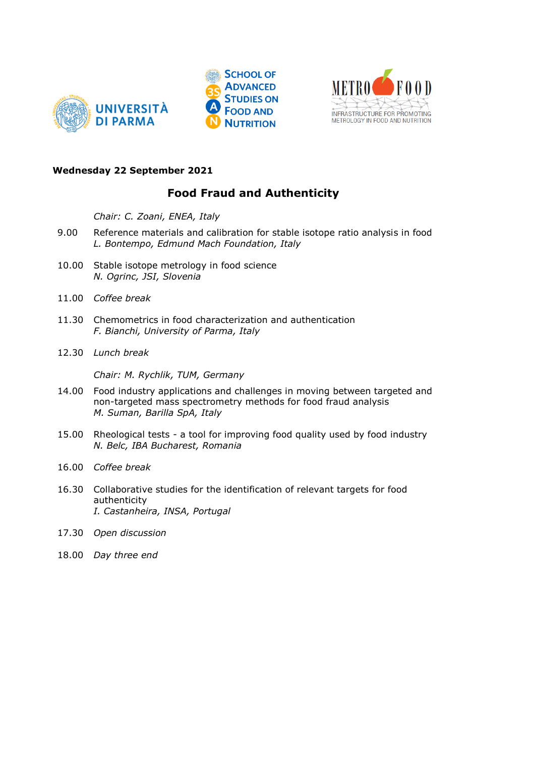**Wednesday 22 September 2021**

## Food Fraud and Authenticity

*Chair: C. Zoani, ENEA, Italy*

9.00 Reference materials and calibration for stable isotope ratio analysis in food
*L. Bontempo, Edmund Mach Foundation, Italy*

10.00 Stable isotope metrology in food science
*N. Ogrinc, JSI, Slovenia*

11.00 *Coffee break*

11.30 Chemometrics in food characterization and authentication
*F. Bianchi, University of Parma, Italy*

12.30 *Lunch break*

*Chair: M. Rychlik, TUM, Germany*

14.00 Food industry applications and challenges in moving between targeted and non-targeted mass spectrometry methods for food fraud analysis
*M. Suman, Barilla SpA, Italy*

15.00 Rheological tests - a tool for improving food quality used by food industry
*N. Belc, IBA Bucharest, Romania*

16.00 *Coffee break*

16.30 Collaborative studies for the identification of relevant targets for food authenticity
*I. Castanheira, INSA, Portugal*

17.30 *Open discussion*

18.00 *Day three end*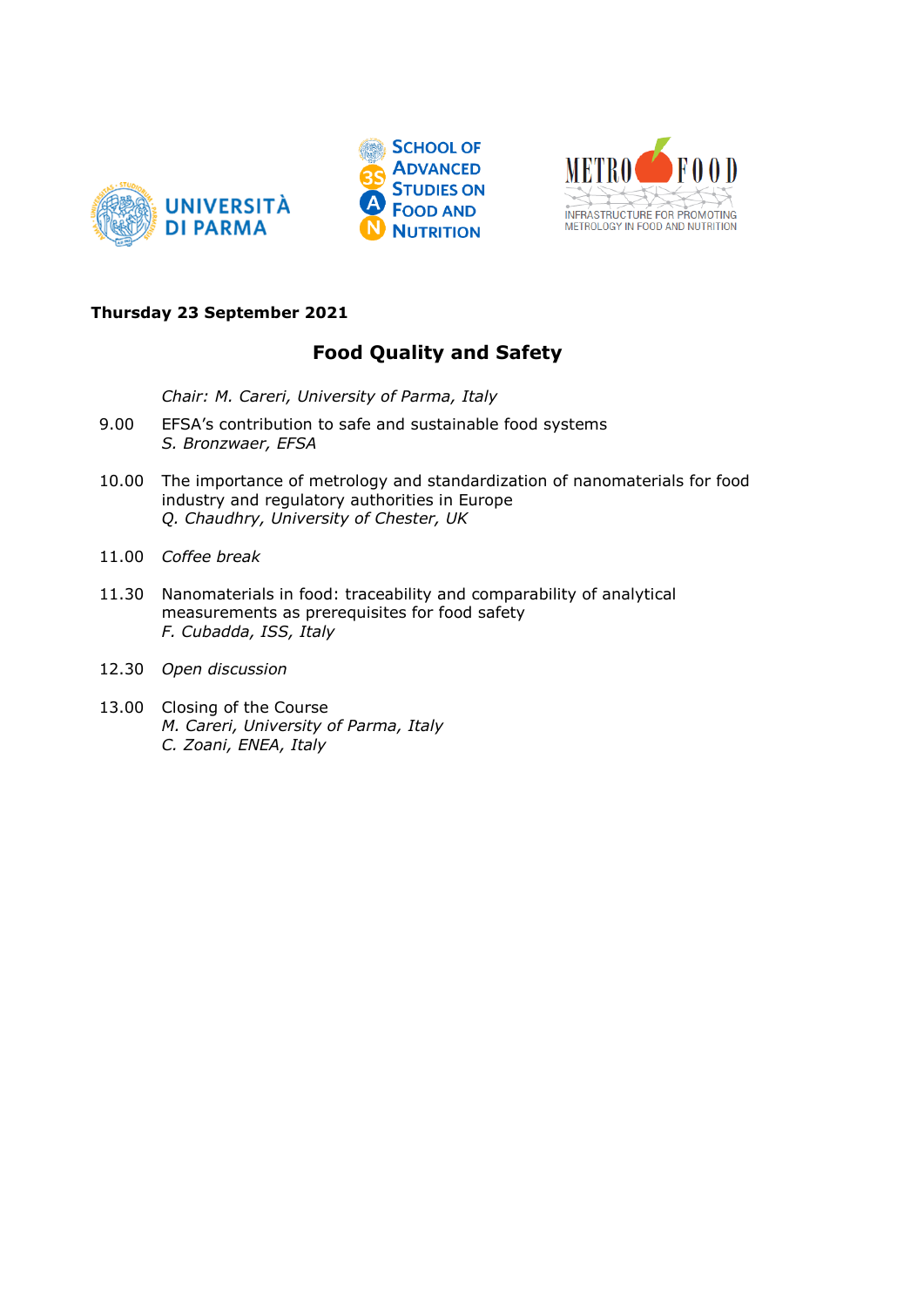**Thursday 23 September 2021**

## Food Quality and Safety

*Chair: M. Careri, University of Parma, Italy*

9.00 EFSA's contribution to safe and sustainable food systems
*S. Bronzwaer, EFSA*

10.00 The importance of metrology and standardization of nanomaterials for food industry and regulatory authorities in Europe
*Q. Chaudhry, University of Chester, UK*

11.00 *Coffee break*

11.30 Nanomaterials in food: traceability and comparability of analytical measurements as prerequisites for food safety
*F. Cubadda, ISS, Italy*

12.30 *Open discussion*

13.00 Closing of the Course
*M. Careri, University of Parma, Italy*
*C. Zoani, ENEA, Italy*